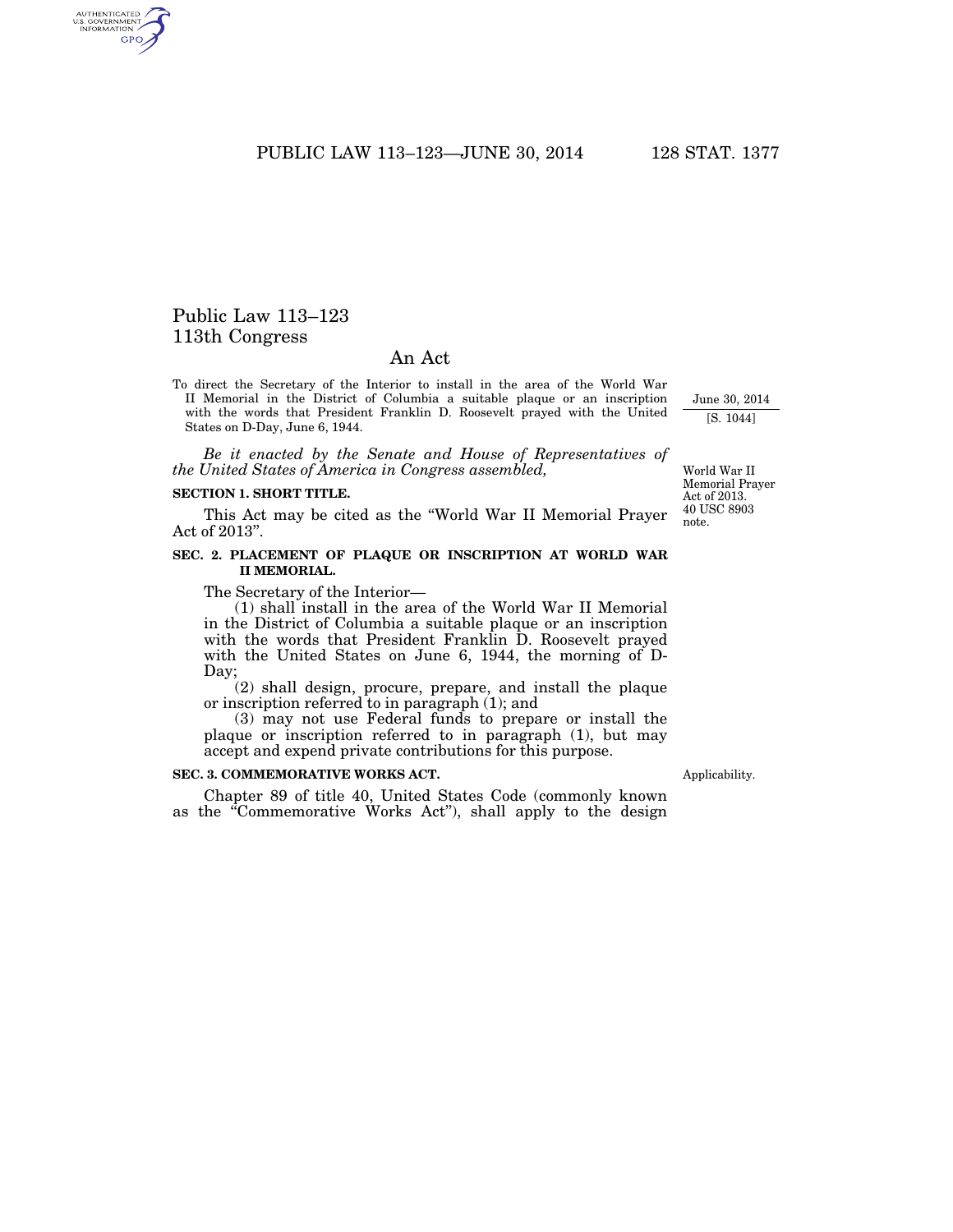# Public Law 113–123
## 113th Congress

## An Act

To direct the Secretary of the Interior to install in the area of the World War II Memorial in the District of Columbia a suitable plaque or an inscription with the words that President Franklin D. Roosevelt prayed with the United States on D-Day, June 6, 1944.

June 30, 2014

[S. 1044]

*Be it enacted by the Senate and House of Representatives of the United States of America in Congress assembled,*

World War II Memorial Prayer Act of 2013. 40 USC 8903 note.

**SECTION 1. SHORT TITLE.**

This Act may be cited as the "World War II Memorial Prayer Act of 2013".

**SEC. 2. PLACEMENT OF PLAQUE OR INSCRIPTION AT WORLD WAR II MEMORIAL.**

The Secretary of the Interior—

(1) shall install in the area of the World War II Memorial in the District of Columbia a suitable plaque or an inscription with the words that President Franklin D. Roosevelt prayed with the United States on June 6, 1944, the morning of D-Day;

(2) shall design, procure, prepare, and install the plaque or inscription referred to in paragraph (1); and

(3) may not use Federal funds to prepare or install the plaque or inscription referred to in paragraph (1), but may accept and expend private contributions for this purpose.

**SEC. 3. COMMEMORATIVE WORKS ACT.**

Applicability.

Chapter 89 of title 40, United States Code (commonly known as the "Commemorative Works Act"), shall apply to the design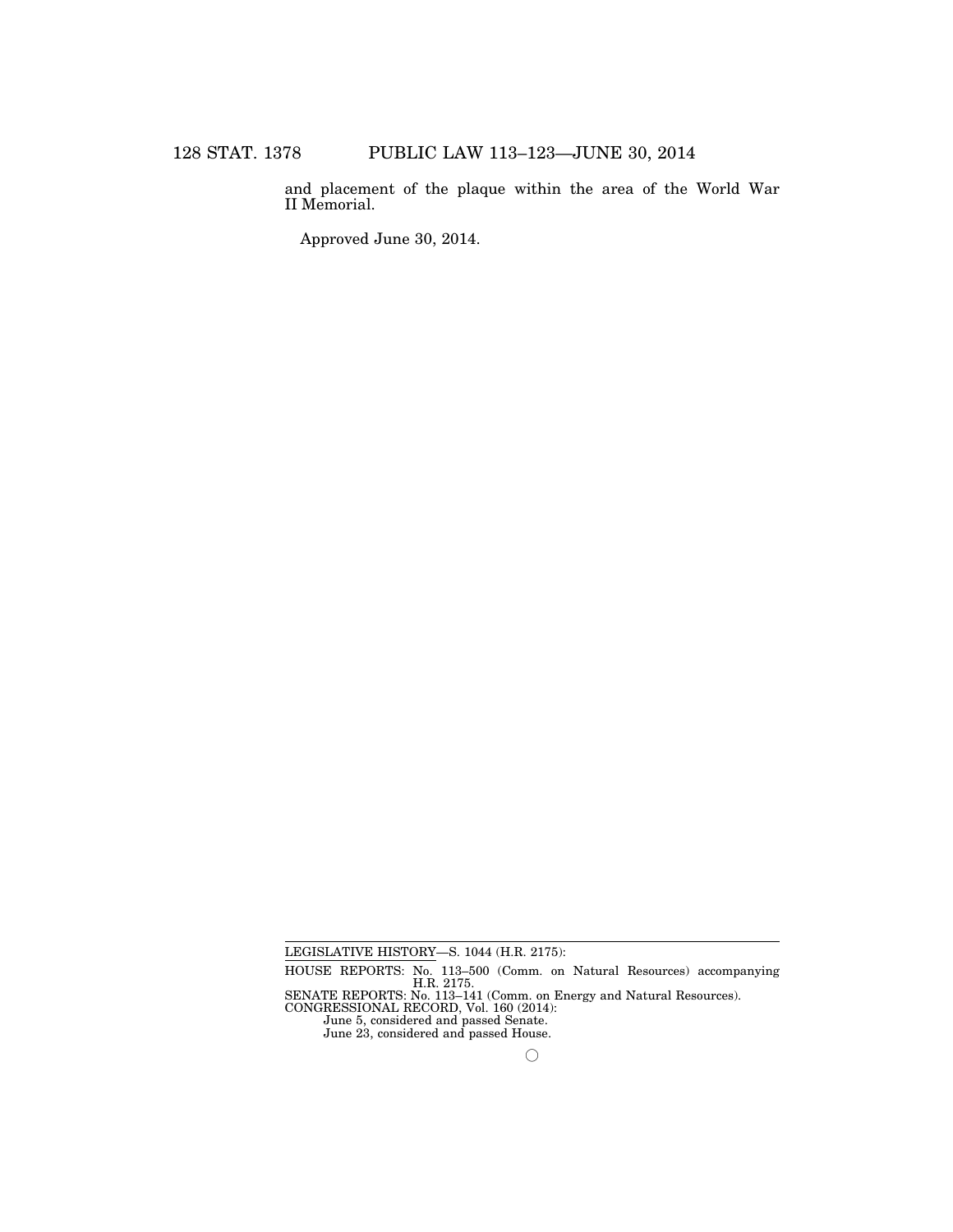and placement of the plaque within the area of the World War II Memorial.

Approved June 30, 2014.

---

LEGISLATIVE HISTORY—S. 1044 (H.R. 2175):

HOUSE REPORTS: No. 113–500 (Comm. on Natural Resources) accompanying H.R. 2175.

SENATE REPORTS: No. 113–141 (Comm. on Energy and Natural Resources).

CONGRESSIONAL RECORD, Vol. 160 (2014):

June 5, considered and passed Senate.

June 23, considered and passed House.

○